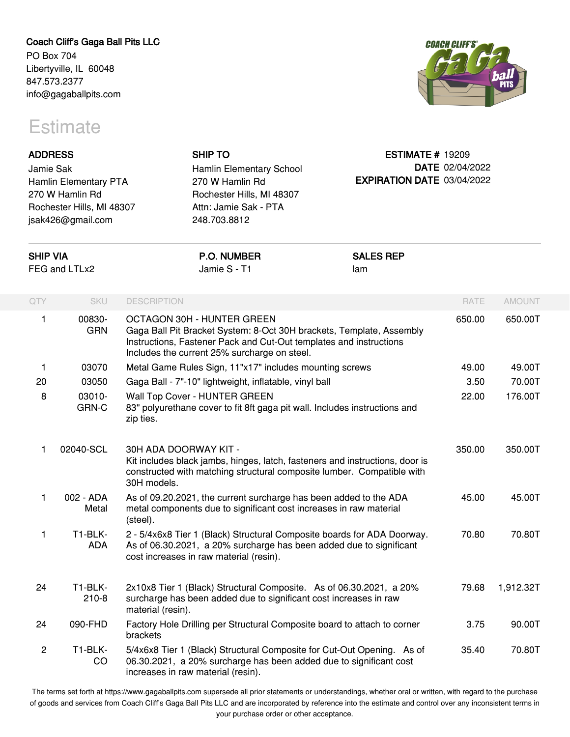**Coach Cliff's Gaga Ball Pits LLC**
PO Box 704
Libertyville, IL 60048
847.573.2377
info@gagaballpits.com

# Estimate

**ADDRESS**
Jamie Sak
Hamlin Elementary PTA
270 W Hamlin Rd
Rochester Hills, MI 48307
jsak426@gmail.com

**SHIP TO**
Hamlin Elementary School
270 W Hamlin Rd
Rochester Hills, MI 48307
Attn: Jamie Sak - PTA
248.703.8812

**ESTIMATE #** 19209
**DATE** 02/04/2022
**EXPIRATION DATE** 03/04/2022

**SHIP VIA**
FEG and LTLx2

**P.O. NUMBER**
Jamie S - T1

**SALES REP**
lam

| QTY | SKU | DESCRIPTION | RATE | AMOUNT |
|---|---|---|---|---|
| 1 | 00830-GRN | OCTAGON 30H - HUNTER GREEN<br>Gaga Ball Pit Bracket System: 8-Oct 30H brackets, Template, Assembly Instructions, Fastener Pack and Cut-Out templates and instructions<br>Includes the current 25% surcharge on steel. | 650.00 | 650.00T |
| 1 | 03070 | Metal Game Rules Sign, 11"x17" includes mounting screws | 49.00 | 49.00T |
| 20 | 03050 | Gaga Ball - 7"-10" lightweight, inflatable, vinyl ball | 3.50 | 70.00T |
| 8 | 03010-GRN-C | Wall Top Cover - HUNTER GREEN<br>83" polyurethane cover to fit 8ft gaga pit wall. Includes instructions and zip ties. | 22.00 | 176.00T |
| 1 | 02040-SCL | 30H ADA DOORWAY KIT -<br>Kit includes black jambs, hinges, latch, fasteners and instructions, door is constructed with matching structural composite lumber. Compatible with 30H models. | 350.00 | 350.00T |
| 1 | 002 - ADA Metal | As of 09.20.2021, the current surcharge has been added to the ADA metal components due to significant cost increases in raw material (steel). | 45.00 | 45.00T |
| 1 | T1-BLK-ADA | 2 - 5/4x6x8 Tier 1 (Black) Structural Composite boards for ADA Doorway. As of 06.30.2021, a 20% surcharge has been added due to significant cost increases in raw material (resin). | 70.80 | 70.80T |
| 24 | T1-BLK-210-8 | 2x10x8 Tier 1 (Black) Structural Composite. As of 06.30.2021, a 20% surcharge has been added due to significant cost increases in raw material (resin). | 79.68 | 1,912.32T |
| 24 | 090-FHD | Factory Hole Drilling per Structural Composite board to attach to corner brackets | 3.75 | 90.00T |
| 2 | T1-BLK-CO | 5/4x6x8 Tier 1 (Black) Structural Composite for Cut-Out Opening. As of 06.30.2021, a 20% surcharge has been added due to significant cost increases in raw material (resin). | 35.40 | 70.80T |

The terms set forth at https://www.gagaballpits.com supersede all prior statements or understandings, whether oral or written, with regard to the purchase of goods and services from Coach Cliff's Gaga Ball Pits LLC and are incorporated by reference into the estimate and control over any inconsistent terms in your purchase order or other acceptance.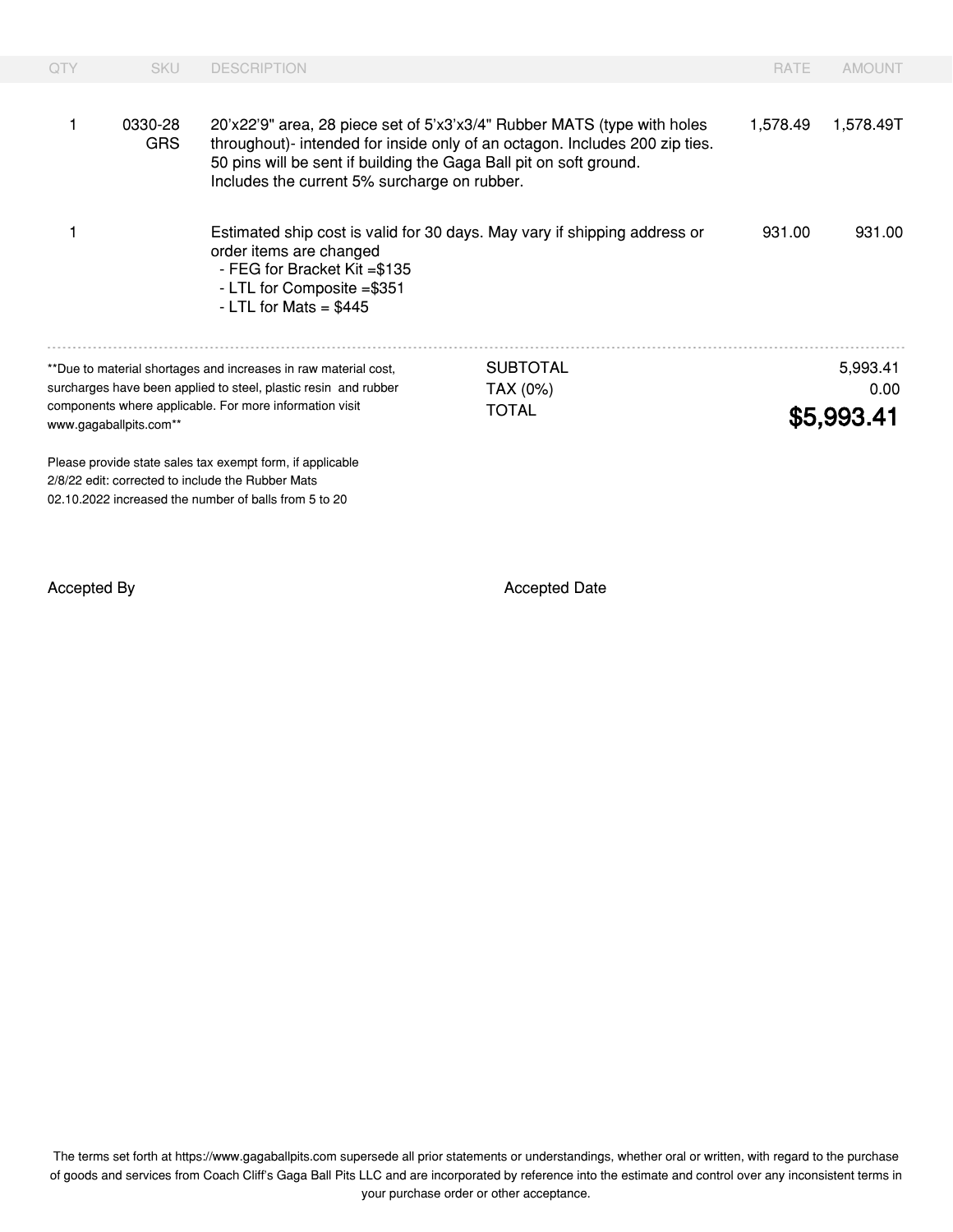| QTY | SKU | DESCRIPTION | RATE | AMOUNT |
| --- | --- | --- | --- | --- |
| 1 | 0330-28 GRS | 20’x22’9" area, 28 piece set of 5’x3’x3/4" Rubber MATS (type with holes throughout)- intended for inside only of an octagon. Includes 200 zip ties. 50 pins will be sent if building the Gaga Ball pit on soft ground. Includes the current 5% surcharge on rubber. | 1,578.49 | 1,578.49T |
| 1 | | Estimated ship cost is valid for 30 days. May vary if shipping address or order items are changed<br>- FEG for Bracket Kit =$135<br>- LTL for Composite =$351<br>- LTL for Mats = $445 | 931.00 | 931.00 |

**Due to material shortages and increases in raw material cost, surcharges have been applied to steel, plastic resin and rubber components where applicable. For more information visit www.gagaballpits.com**

| | |
| --- | --- |
| SUBTOTAL | 5,993.41 |
| TAX (0%) | 0.00 |
| TOTAL | **$5,993.41** |

Please provide state sales tax exempt form, if applicable
2/8/22 edit: corrected to include the Rubber Mats
02.10.2022 increased the number of balls from 5 to 20

Accepted By

Accepted Date

The terms set forth at https://www.gagaballpits.com supersede all prior statements or understandings, whether oral or written, with regard to the purchase of goods and services from Coach Cliff’s Gaga Ball Pits LLC and are incorporated by reference into the estimate and control over any inconsistent terms in your purchase order or other acceptance.